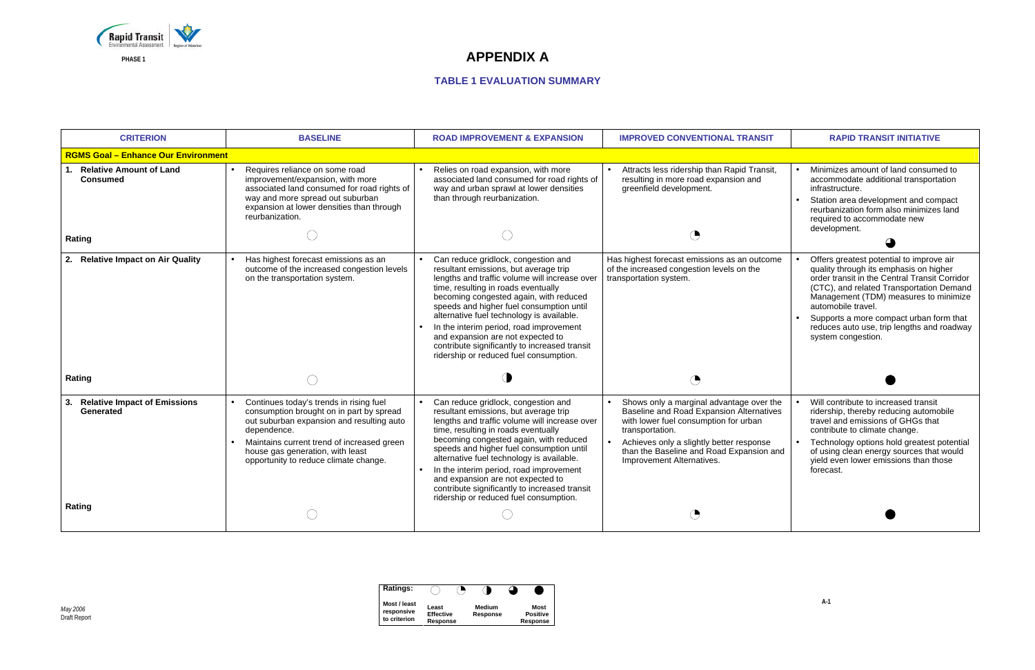# APPENDIX A

## TABLE 1 EVALUATION SUMMARY

| CRITERION | BASELINE | ROAD IMPROVEMENT & EXPANSION | IMPROVED CONVENTIONAL TRANSIT | RAPID TRANSIT INITIATIVE |
|---|---|---|---|---|
| **RGMS Goal – Enhance Our Environment** | | | | |
| **1. Relative Amount of Land Consumed** | • Requires reliance on some road improvement/expansion, with more associated land consumed for road rights of way and more spread out suburban expansion at lower densities than through reurbanization. | • Relies on road expansion, with more associated land consumed for road rights of way and urban sprawl at lower densities than through reurbanization. | • Attracts less ridership than Rapid Transit, resulting in more road expansion and greenfield development. | • Minimizes amount of land consumed to accommodate additional transportation infrastructure.<br>• Station area development and compact reurbanization form also minimizes land required to accommodate new development. |
| **Rating** | ○ (Least Effective Response) | ○ (Least Effective Response) | ◔ | ◕ |
| **2. Relative Impact on Air Quality** | • Has highest forecast emissions as an outcome of the increased congestion levels on the transportation system. | • Can reduce gridlock, congestion and resultant emissions, but average trip lengths and traffic volume will increase over time, resulting in roads eventually becoming congested again, with reduced speeds and higher fuel consumption until alternative fuel technology is available.<br>• In the interim period, road improvement and expansion are not expected to contribute significantly to increased transit ridership or reduced fuel consumption. | Has highest forecast emissions as an outcome of the increased congestion levels on the transportation system. | • Offers greatest potential to improve air quality through its emphasis on higher order transit in the Central Transit Corridor (CTC), and related Transportation Demand Management (TDM) measures to minimize automobile travel.<br>• Supports a more compact urban form that reduces auto use, trip lengths and roadway system congestion. |
| **Rating** | ○ (Least Effective Response) | ◑ (Medium Response) | ◔ | ● (Most Positive Response) |
| **3. Relative Impact of Emissions Generated** | • Continues today's trends in rising fuel consumption brought on in part by spread out suburban expansion and resulting auto dependence.<br>• Maintains current trend of increased green house gas generation, with least opportunity to reduce climate change. | • Can reduce gridlock, congestion and resultant emissions, but average trip lengths and traffic volume will increase over time, resulting in roads eventually becoming congested again, with reduced speeds and higher fuel consumption until alternative fuel technology is available.<br>• In the interim period, road improvement and expansion are not expected to contribute significantly to increased transit ridership or reduced fuel consumption. | • Shows only a marginal advantage over the Baseline and Road Expansion Alternatives with lower fuel consumption for urban transportation.<br>• Achieves only a slightly better response than the Baseline and Road Expansion and Improvement Alternatives. | • Will contribute to increased transit ridership, thereby reducing automobile travel and emissions of GHGs that contribute to climate change.<br>• Technology options hold greatest potential of using clean energy sources that would yield even lower emissions than those forecast. |
| **Rating** | ○ (Least Effective Response) | ○ (Least Effective Response) | ◔ | ● (Most Positive Response) |

| Ratings: | ○ | ◔ | ◑ | ◕ | ● |
|---|---|---|---|---|---|
| Most / least responsive to criterion | Least Effective Response | | Medium Response | | Most Positive Response |

*May 2006*
Draft Report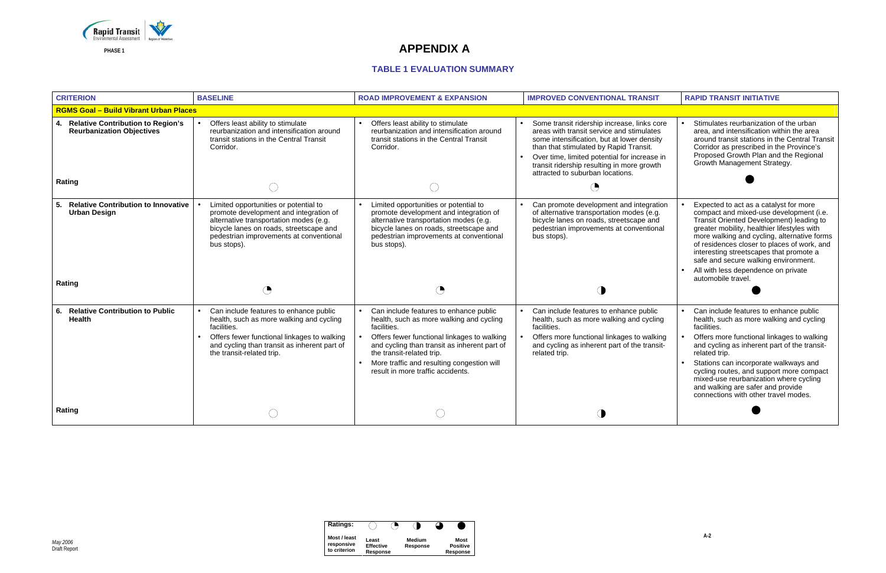# APPENDIX A

## TABLE 1 EVALUATION SUMMARY

| CRITERION | BASELINE | ROAD IMPROVEMENT & EXPANSION | IMPROVED CONVENTIONAL TRANSIT | RAPID TRANSIT INITIATIVE |
|---|---|---|---|---|
| **RGMS Goal – Build Vibrant Urban Places** | | | | |
| **4. Relative Contribution to Region's Reurbanization Objectives** | • Offers least ability to stimulate reurbanization and intensification around transit stations in the Central Transit Corridor. | • Offers least ability to stimulate reurbanization and intensification around transit stations in the Central Transit Corridor. | • Some transit ridership increase, links core areas with transit service and stimulates some intensification, but at lower density than that stimulated by Rapid Transit.<br>• Over time, limited potential for increase in transit ridership resulting in more growth attracted to suburban locations. | • Stimulates reurbanization of the urban area, and intensification within the area around transit stations in the Central Transit Corridor as prescribed in the Province's Proposed Growth Plan and the Regional Growth Management Strategy. |
| **Rating** | ○ (Most / least responsive to criterion) | ○ (Most / least responsive to criterion) | ◔ (Least Effective Response) | ● (Most Positive Response) |
| **5. Relative Contribution to Innovative Urban Design** | • Limited opportunities or potential to promote development and integration of alternative transportation modes (e.g. bicycle lanes on roads, streetscape and pedestrian improvements at conventional bus stops). | • Limited opportunities or potential to promote development and integration of alternative transportation modes (e.g. bicycle lanes on roads, streetscape and pedestrian improvements at conventional bus stops). | • Can promote development and integration of alternative transportation modes (e.g. bicycle lanes on roads, streetscape and pedestrian improvements at conventional bus stops). | • Expected to act as a catalyst for more compact and mixed-use development (i.e. Transit Oriented Development) leading to greater mobility, healthier lifestyles with more walking and cycling, alternative forms of residences closer to places of work, and interesting streetscapes that promote a safe and secure walking environment.<br>• All with less dependence on private automobile travel. |
| **Rating** | ◔ (Least Effective Response) | ◔ (Least Effective Response) | ◑ (Medium Response) | ● (Most Positive Response) |
| **6. Relative Contribution to Public Health** | • Can include features to enhance public health, such as more walking and cycling facilities.<br>• Offers fewer functional linkages to walking and cycling than transit as inherent part of the transit-related trip. | • Can include features to enhance public health, such as more walking and cycling facilities.<br>• Offers fewer functional linkages to walking and cycling than transit as inherent part of the transit-related trip.<br>• More traffic and resulting congestion will result in more traffic accidents. | • Can include features to enhance public health, such as more walking and cycling facilities.<br>• Offers more functional linkages to walking and cycling as inherent part of the transit-related trip. | • Can include features to enhance public health, such as more walking and cycling facilities.<br>• Offers more functional linkages to walking and cycling as inherent part of the transit-related trip.<br>• Stations can incorporate walkways and cycling routes, and support more compact mixed-use reurbanization where cycling and walking are safer and provide connections with other travel modes. |
| **Rating** | ○ (Most / least responsive to criterion) | ○ (Most / least responsive to criterion) | ◑ (Medium Response) | ● (Most Positive Response) |

| Ratings: | ○ | ◔ | ◑ | ◕ | ● |
|---|---|---|---|---|---|
| | Most / least responsive to criterion | Least Effective Response | Medium Response | | Most Positive Response |

*May 2006*
Draft Report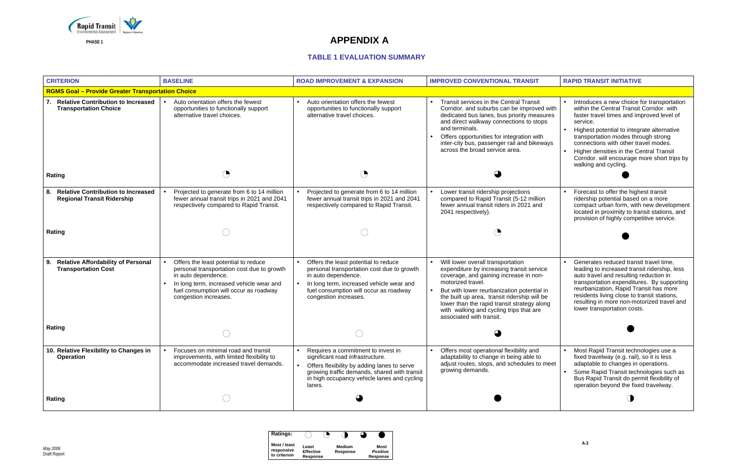# APPENDIX A

## TABLE 1 EVALUATION SUMMARY

| CRITERION | BASELINE | ROAD IMPROVEMENT & EXPANSION | IMPROVED CONVENTIONAL TRANSIT | RAPID TRANSIT INITIATIVE |
|---|---|---|---|---|
| **RGMS Goal – Provide Greater Transportation Choice** | | | | |
| **7. Relative Contribution to Increased Transportation Choice** | • Auto orientation offers the fewest opportunities to functionally support alternative travel choices. | • Auto orientation offers the fewest opportunities to functionally support alternative travel choices. | • Transit services in the Central Transit Corridor. and suburbs can be improved with dedicated bus lanes, bus priority measures and direct walkway connections to stops and terminals.<br>• Offers opportunities for integration with inter-city bus, passenger rail and bikeways across the broad service area. | • Introduces a new choice for transportation within the Central Transit Corridor. with faster travel times and improved level of service.<br>• Highest potential to integrate alternative transportation modes through strong connections with other travel modes.<br>• Higher densities in the Central Transit Corridor. will encourage more short trips by walking and cycling. |
| **Rating** | ◔ | ◔ | ◕ | ● |
| **8. Relative Contribution to Increased Regional Transit Ridership** | • Projected to generate from 6 to 14 million fewer annual transit trips in 2021 and 2041 respectively compared to Rapid Transit. | • Projected to generate from 6 to 14 million fewer annual transit trips in 2021 and 2041 respectively compared to Rapid Transit. | • Lower transit ridership projections compared to Rapid Transit (5-12 million fewer annual transit riders in 2021 and 2041 respectively). | • Forecast to offer the highest transit ridership potential based on a more compact urban form, with new development located in proximity to transit stations, and provision of highly competitive service. |
| **Rating** | ○ | ○ | ◔ | ● |
| **9. Relative Affordability of Personal Transportation Cost** | • Offers the least potential to reduce personal transportation cost due to growth in auto dependence.<br>• In long term, increased vehicle wear and fuel consumption will occur as roadway congestion increases. | • Offers the least potential to reduce personal transportation cost due to growth in auto dependence.<br>• In long term, increased vehicle wear and fuel consumption will occur as roadway congestion increases. | • Will lower overall transportation expenditure by increasing transit service coverage, and gaining increase in non-motorized travel.<br>• But with lower reurbanization potential in the built up area, transit ridership will be lower than the rapid transit strategy along with walking and cycling trips that are associated with transit. | • Generates reduced transit travel time, leading to increased transit ridership, less auto travel and resulting reduction in transportation expenditures. By supporting reurbanization, Rapid Transit has more residents living close to transit stations, resulting in more non-motorized travel and lower transportation costs. |
| **Rating** | ○ | ○ | ◕ | ● |
| **10. Relative Flexibility to Changes in Operation** | • Focuses on minimal road and transit improvements, with limited flexibility to accommodate increased travel demands. | • Requires a commitment to invest in significant road infrastructure.<br>• Offers flexibility by adding lanes to serve growing traffic demands, shared with transit in high occupancy vehicle lanes and cycling lanes. | • Offers most operational flexibility and adaptability to change in being able to adjust routes, stops, and schedules to meet growing demands. | • Most Rapid Transit technologies use a fixed travelway (e.g. rail), so it is less adaptable to changes in operations.<br>• Some Rapid Transit technologies such as Bus Rapid Transit do permit flexibility of operation beyond the fixed travelway. |
| **Rating** | ○ | ◕ | ● | ◑ |

| Ratings: | ○ | ◔ | ◑ | ◕ | ● |
|---|---|---|---|---|---|
| | Most / least responsive to criterion | Least Effective Response | Medium Response | | Most Positive Response |

*May 2006*
Draft Report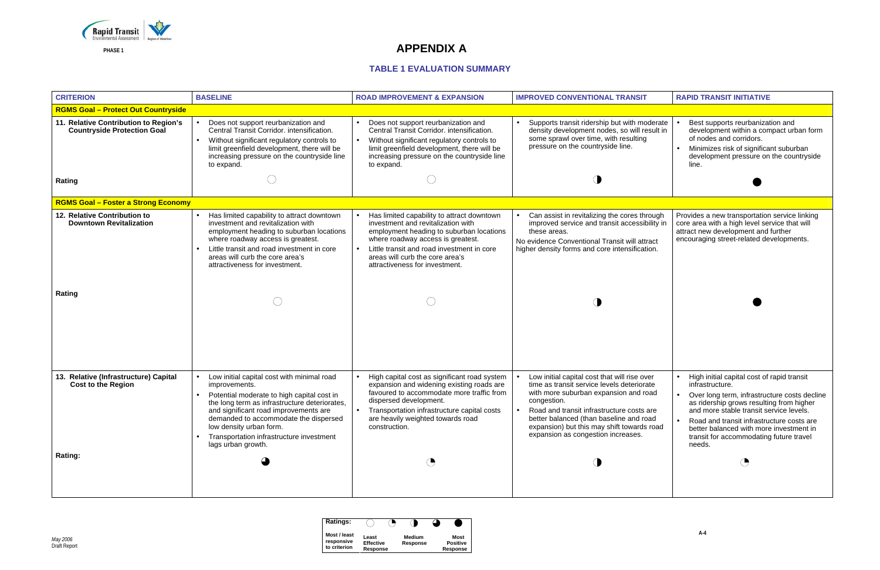# APPENDIX A

## TABLE 1 EVALUATION SUMMARY

| CRITERION | BASELINE | ROAD IMPROVEMENT & EXPANSION | IMPROVED CONVENTIONAL TRANSIT | RAPID TRANSIT INITIATIVE |
|---|---|---|---|---|
| **RGMS Goal – Protect Out Countryside** | | | | |
| **11. Relative Contribution to Region's Countryside Protection Goal** | • Does not support reurbanization and Central Transit Corridor. intensification.<br>• Without significant regulatory controls to limit greenfield development, there will be increasing pressure on the countryside line to expand. | • Does not support reurbanization and Central Transit Corridor. intensification.<br>• Without significant regulatory controls to limit greenfield development, there will be increasing pressure on the countryside line to expand. | • Supports transit ridership but with moderate density development nodes, so will result in some sprawl over time, with resulting pressure on the countryside line. | • Best supports reurbanization and development within a compact urban form of nodes and corridors.<br>• Minimizes risk of significant suburban development pressure on the countryside line. |
| **Rating** | ○ (Least Effective Response) | ○ (Least Effective Response) | ◑ (Medium Response) | ● (Most Positive Response) |
| **RGMS Goal – Foster a Strong Economy** | | | | |
| **12. Relative Contribution to Downtown Revitalization** | • Has limited capability to attract downtown investment and revitalization with employment heading to suburban locations where roadway access is greatest.<br>• Little transit and road investment in core areas will curb the core area's attractiveness for investment. | • Has limited capability to attract downtown investment and revitalization with employment heading to suburban locations where roadway access is greatest.<br>• Little transit and road investment in core areas will curb the core area's attractiveness for investment. | • Can assist in revitalizing the cores through improved service and transit accessibility in these areas.<br>No evidence Conventional Transit will attract higher density forms and core intensification. | Provides a new transportation service linking core area with a high level service that will attract new development and further encouraging street-related developments. |
| **Rating** | ○ (Least Effective Response) | ○ (Least Effective Response) | ◑ (Medium Response) | ● (Most Positive Response) |
| **13. Relative (Infrastructure) Capital Cost to the Region** | • Low initial capital cost with minimal road improvements.<br>• Potential moderate to high capital cost in the long term as infrastructure deteriorates, and significant road improvements are demanded to accommodate the dispersed low density urban form.<br>• Transportation infrastructure investment lags urban growth. | • High capital cost as significant road system expansion and widening existing roads are favoured to accommodate more traffic from dispersed development.<br>• Transportation infrastructure capital costs are heavily weighted towards road construction. | • Low initial capital cost that will rise over time as transit service levels deteriorate with more suburban expansion and road congestion.<br>• Road and transit infrastructure costs are better balanced (than baseline and road expansion) but this may shift towards road expansion as congestion increases. | • High initial capital cost of rapid transit infrastructure.<br>• Over long term, infrastructure costs decline as ridership grows resulting from higher and more stable transit service levels.<br>• Road and transit infrastructure costs are better balanced with more investment in transit for accommodating future travel needs. |
| **Rating:** | ◕ | ◔ | ◑ (Medium Response) | ◔ |

| Ratings: | ○ | ◔ | ◑ | ◕ | ● |
|---|---|---|---|---|---|
| Most / least responsive to criterion | Least Effective Response | | Medium Response | | Most Positive Response |

*May 2006*
Draft Report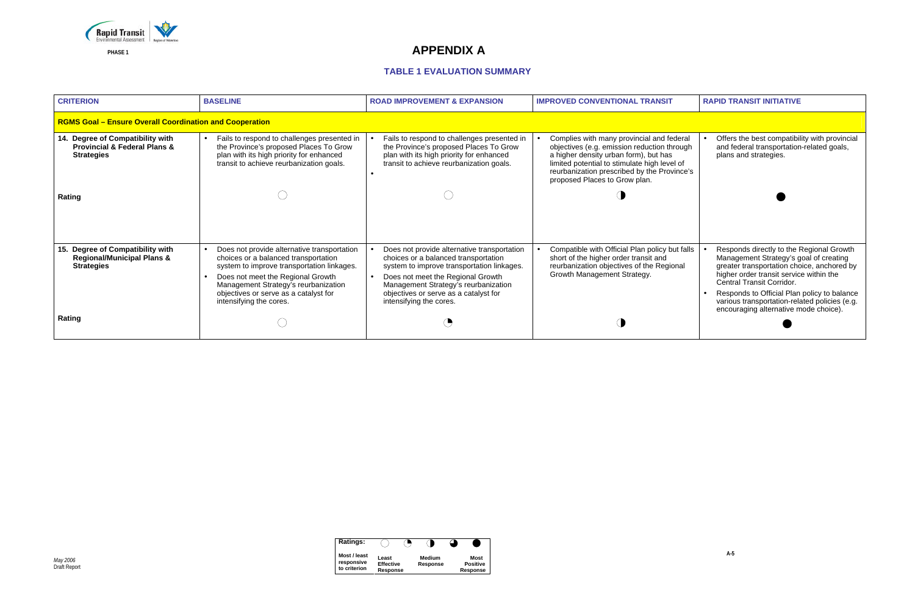PHASE 1

# APPENDIX A

## TABLE 1 EVALUATION SUMMARY

| CRITERION | BASELINE | ROAD IMPROVEMENT & EXPANSION | IMPROVED CONVENTIONAL TRANSIT | RAPID TRANSIT INITIATIVE |
|---|---|---|---|---|
| **RGMS Goal – Ensure Overall Coordination and Cooperation** | | | | |
| **14. Degree of Compatibility with Provincial & Federal Plans & Strategies** | • Fails to respond to challenges presented in the Province's proposed Places To Grow plan with its high priority for enhanced transit to achieve reurbanization goals. | • Fails to respond to challenges presented in the Province's proposed Places To Grow plan with its high priority for enhanced transit to achieve reurbanization goals.<br>• | • Complies with many provincial and federal objectives (e.g. emission reduction through a higher density urban form), but has limited potential to stimulate high level of reurbanization prescribed by the Province's proposed Places to Grow plan. | • Offers the best compatibility with provincial and federal transportation-related goals, plans and strategies. |
| **Rating** | ◯ | ◯ | ◑ | ● |
| **15. Degree of Compatibility with Regional/Municipal Plans & Strategies** | • Does not provide alternative transportation choices or a balanced transportation system to improve transportation linkages.<br>• Does not meet the Regional Growth Management Strategy's reurbanization objectives or serve as a catalyst for intensifying the cores. | • Does not provide alternative transportation choices or a balanced transportation system to improve transportation linkages.<br>• Does not meet the Regional Growth Management Strategy's reurbanization objectives or serve as a catalyst for intensifying the cores. | • Compatible with Official Plan policy but falls short of the higher order transit and reurbanization objectives of the Regional Growth Management Strategy. | • Responds directly to the Regional Growth Management Strategy's goal of creating greater transportation choice, anchored by higher order transit service within the Central Transit Corridor.<br>• Responds to Official Plan policy to balance various transportation-related policies (e.g. encouraging alternative mode choice). |
| **Rating** | ◯ | ◔ | ◑ | ● |

| Ratings: | ◯ | ◔ | ◑ | ◕ | ● |
|---|---|---|---|---|---|
| Most / least responsive to criterion | Least Effective Response | | Medium Response | | Most Positive Response |

*May 2006*
Draft Report